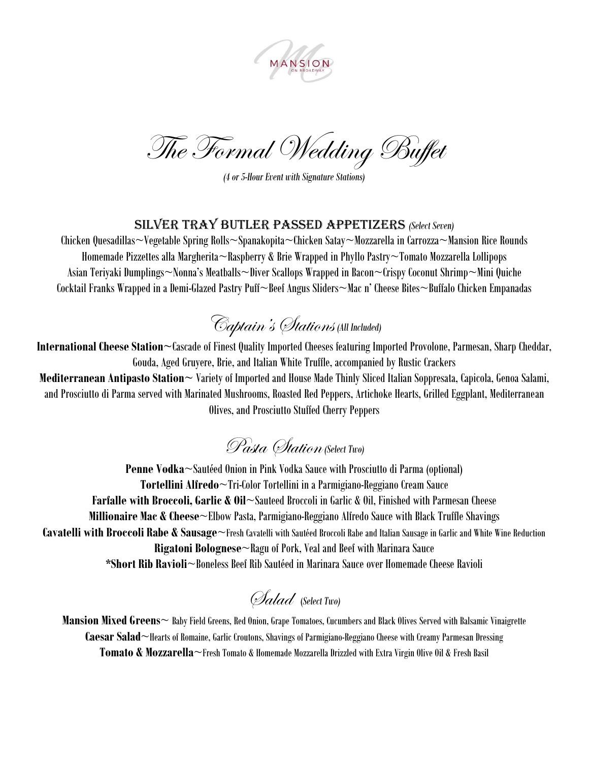MANSION ON BROADWAY

# The Formal Wedding Buffet

*(4 or 5-Hour Event with Signature Stations)*

## SILVER TRAY BUTLER PASSED APPETIZERS *(Select Seven)*

Chicken Quesadillas~Vegetable Spring Rolls~Spanakopita~Chicken Satay~Mozzarella in Carrozza~Mansion Rice Rounds
Homemade Pizzettes alla Margherita~Raspberry & Brie Wrapped in Phyllo Pastry~Tomato Mozzarella Lollipops
Asian Teriyaki Dumplings~Nonna's Meatballs~Diver Scallops Wrapped in Bacon~Crispy Coconut Shrimp~Mini Quiche
Cocktail Franks Wrapped in a Demi-Glazed Pastry Puff~Beef Angus Sliders~Mac n' Cheese Bites~Buffalo Chicken Empanadas

## Captain's Stations *(All Included)*

**International Cheese Station**~Cascade of Finest Quality Imported Cheeses featuring Imported Provolone, Parmesan, Sharp Cheddar, Gouda, Aged Gruyere, Brie, and Italian White Truffle, accompanied by Rustic Crackers

**Mediterranean Antipasto Station**~ Variety of Imported and House Made Thinly Sliced Italian Soppresata, Capicola, Genoa Salami, and Prosciutto di Parma served with Marinated Mushrooms, Roasted Red Peppers, Artichoke Hearts, Grilled Eggplant, Mediterranean Olives, and Prosciutto Stuffed Cherry Peppers

## Pasta Station *(Select Two)*

**Penne Vodka**~Sautéed Onion in Pink Vodka Sauce with Prosciutto di Parma (optional)
**Tortellini Alfredo**~Tri-Color Tortellini in a Parmigiano-Reggiano Cream Sauce
**Farfalle with Broccoli, Garlic & Oil**~Sauteed Broccoli in Garlic & Oil, Finished with Parmesan Cheese
**Millionaire Mac & Cheese**~Elbow Pasta, Parmigiano-Reggiano Alfredo Sauce with Black Truffle Shavings
**Cavatelli with Broccoli Rabe & Sausage**~Fresh Cavatelli with Sautéed Broccoli Rabe and Italian Sausage in Garlic and White Wine Reduction
**Rigatoni Bolognese**~Ragu of Pork, Veal and Beef with Marinara Sauce
**\*Short Rib Ravioli**~Boneless Beef Rib Sautéed in Marinara Sauce over Homemade Cheese Ravioli

## Salad *(Select Two)*

**Mansion Mixed Greens**~ Baby Field Greens, Red Onion, Grape Tomatoes, Cucumbers and Black Olives Served with Balsamic Vinaigrette
**Caesar Salad**~Hearts of Romaine, Garlic Croutons, Shavings of Parmigiano-Reggiano Cheese with Creamy Parmesan Dressing
**Tomato & Mozzarella**~Fresh Tomato & Homemade Mozzarella Drizzled with Extra Virgin Olive Oil & Fresh Basil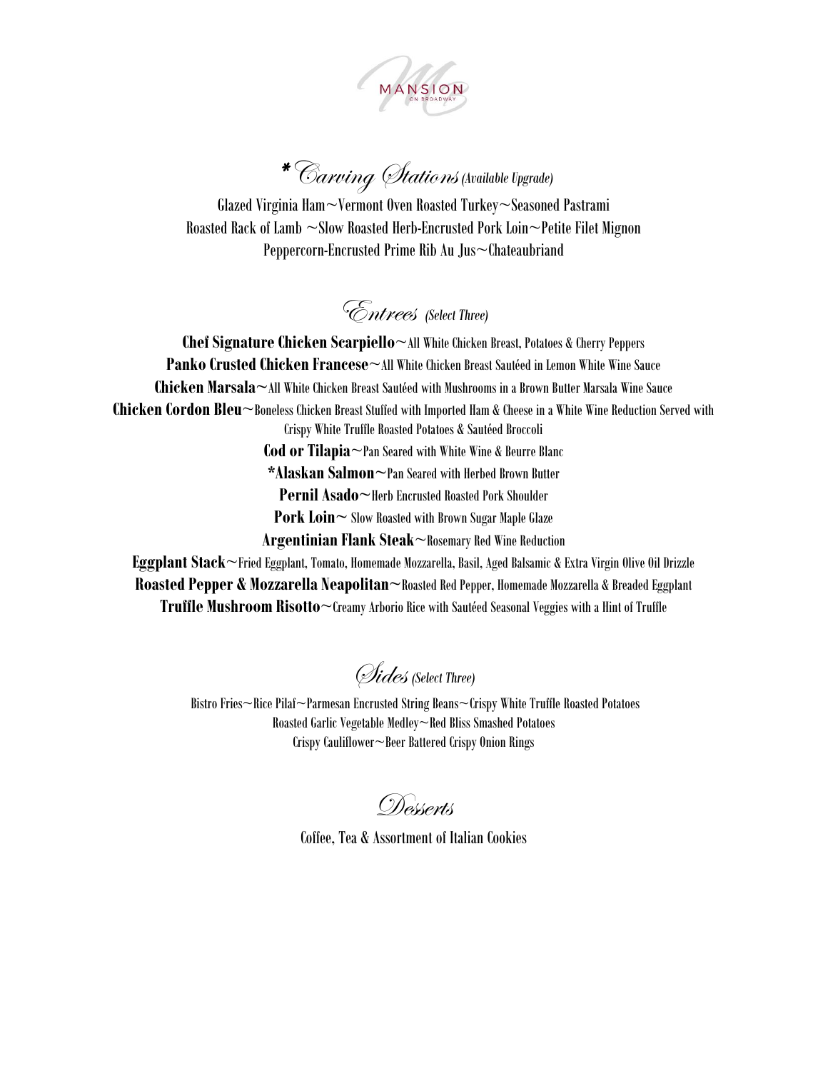MANSION ON BROADWAY

## *Carving Stations *(Available Upgrade)*

Glazed Virginia Ham~Vermont Oven Roasted Turkey~Seasoned Pastrami
Roasted Rack of Lamb ~Slow Roasted Herb-Encrusted Pork Loin~Petite Filet Mignon
Peppercorn-Encrusted Prime Rib Au Jus~Chateaubriand

## Entrees *(Select Three)*

**Chef Signature Chicken Scarpiello**~All White Chicken Breast, Potatoes & Cherry Peppers
**Panko Crusted Chicken Francese**~All White Chicken Breast Sautéed in Lemon White Wine Sauce
**Chicken Marsala**~All White Chicken Breast Sautéed with Mushrooms in a Brown Butter Marsala Wine Sauce
**Chicken Cordon Bleu**~Boneless Chicken Breast Stuffed with Imported Ham & Cheese in a White Wine Reduction Served with Crispy White Truffle Roasted Potatoes & Sautéed Broccoli
**Cod or Tilapia**~Pan Seared with White Wine & Beurre Blanc
**\*Alaskan Salmon**~Pan Seared with Herbed Brown Butter
**Pernil Asado**~Herb Encrusted Roasted Pork Shoulder
**Pork Loin**~ Slow Roasted with Brown Sugar Maple Glaze
**Argentinian Flank Steak**~Rosemary Red Wine Reduction
**Eggplant Stack**~Fried Eggplant, Tomato, Homemade Mozzarella, Basil, Aged Balsamic & Extra Virgin Olive Oil Drizzle
**Roasted Pepper & Mozzarella Neapolitan**~Roasted Red Pepper, Homemade Mozzarella & Breaded Eggplant
**Truffle Mushroom Risotto**~Creamy Arborio Rice with Sautéed Seasonal Veggies with a Hint of Truffle

## Sides *(Select Three)*

Bistro Fries~Rice Pilaf~Parmesan Encrusted String Beans~Crispy White Truffle Roasted Potatoes
Roasted Garlic Vegetable Medley~Red Bliss Smashed Potatoes
Crispy Cauliflower~Beer Battered Crispy Onion Rings

## Desserts

Coffee, Tea & Assortment of Italian Cookies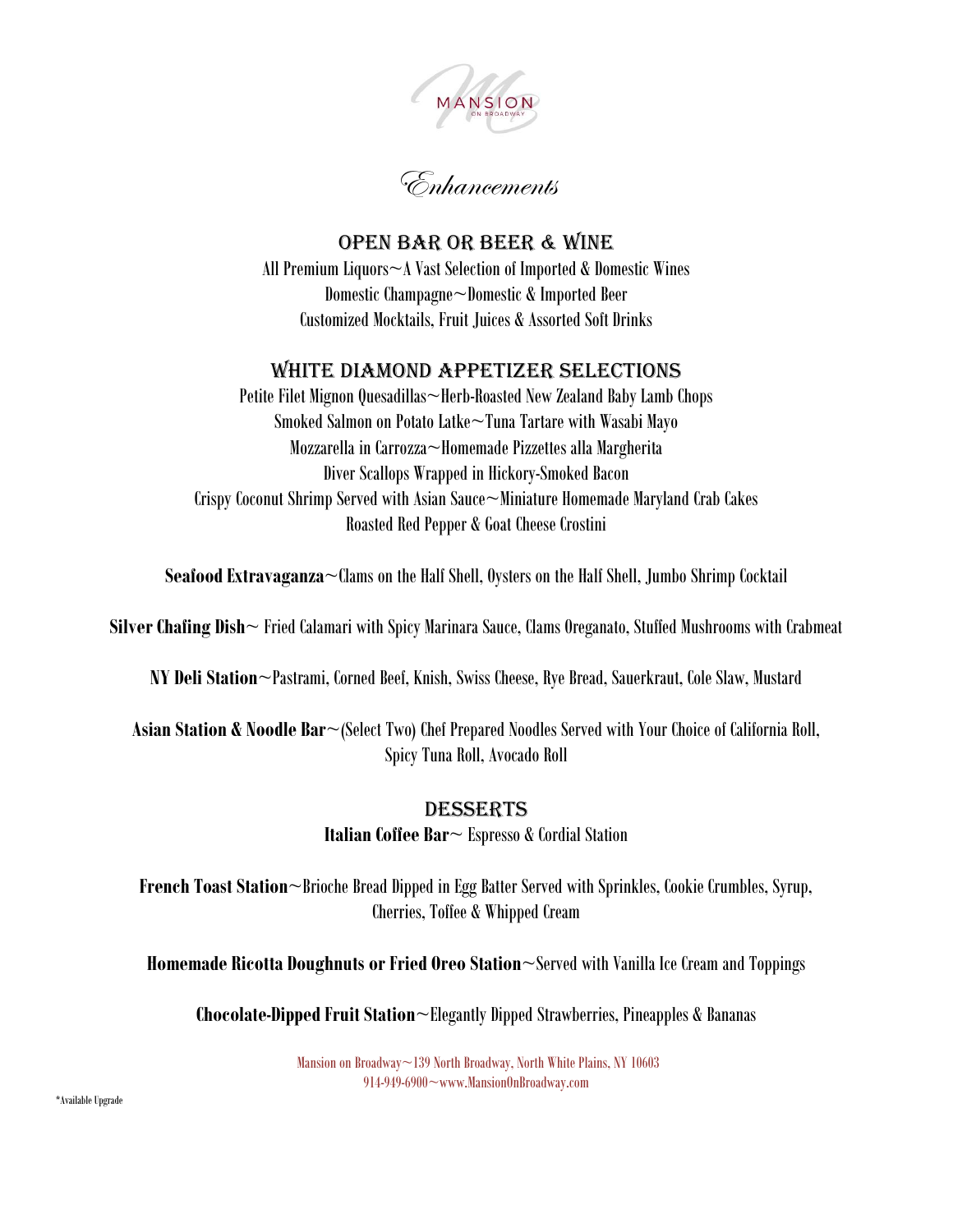MANSION ON BROADWAY

# Enhancements

## OPEN BAR OR BEER & WINE

All Premium Liquors~A Vast Selection of Imported & Domestic Wines
Domestic Champagne~Domestic & Imported Beer
Customized Mocktails, Fruit Juices & Assorted Soft Drinks

## WHITE DIAMOND APPETIZER SELECTIONS

Petite Filet Mignon Quesadillas~Herb-Roasted New Zealand Baby Lamb Chops
Smoked Salmon on Potato Latke~Tuna Tartare with Wasabi Mayo
Mozzarella in Carrozza~Homemade Pizzettes alla Margherita
Diver Scallops Wrapped in Hickory-Smoked Bacon
Crispy Coconut Shrimp Served with Asian Sauce~Miniature Homemade Maryland Crab Cakes
Roasted Red Pepper & Goat Cheese Crostini

**Seafood Extravaganza**~Clams on the Half Shell, Oysters on the Half Shell, Jumbo Shrimp Cocktail

**Silver Chafing Dish**~ Fried Calamari with Spicy Marinara Sauce, Clams Oreganato, Stuffed Mushrooms with Crabmeat

**NY Deli Station**~Pastrami, Corned Beef, Knish, Swiss Cheese, Rye Bread, Sauerkraut, Cole Slaw, Mustard

**Asian Station & Noodle Bar**~(Select Two) Chef Prepared Noodles Served with Your Choice of California Roll, Spicy Tuna Roll, Avocado Roll

## DESSERTS

**Italian Coffee Bar**~ Espresso & Cordial Station

**French Toast Station**~Brioche Bread Dipped in Egg Batter Served with Sprinkles, Cookie Crumbles, Syrup, Cherries, Toffee & Whipped Cream

**Homemade Ricotta Doughnuts or Fried Oreo Station**~Served with Vanilla Ice Cream and Toppings

**Chocolate-Dipped Fruit Station**~Elegantly Dipped Strawberries, Pineapples & Bananas

Mansion on Broadway~139 North Broadway, North White Plains, NY 10603
914-949-6900~www.MansionOnBroadway.com

*Available Upgrade